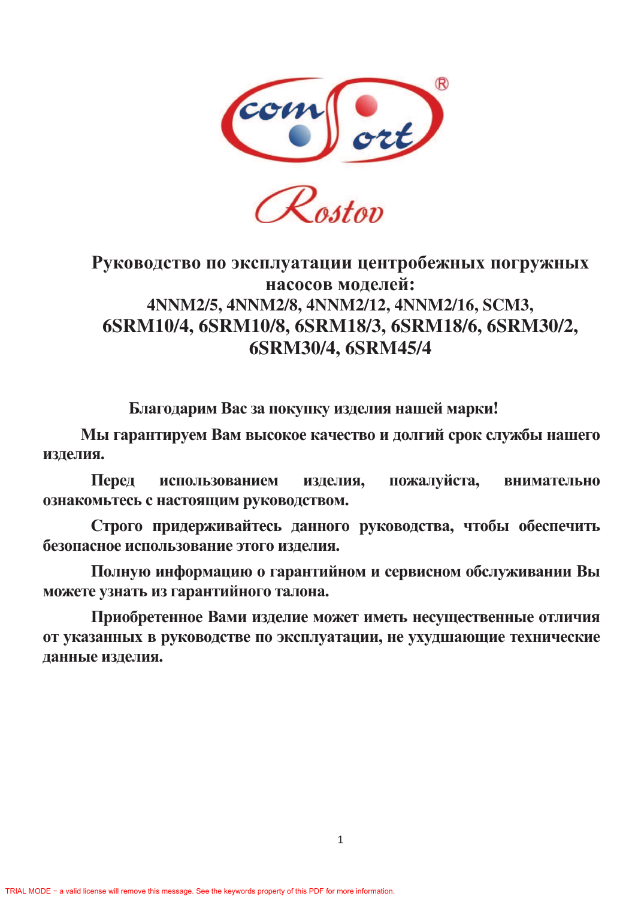# Руководство по эксплуатации центробежных погружных насосов моделей:

## 4NNM2/5, 4NNM2/8, 4NNM2/12, 4NNM2/16, SCM3, 6SRM10/4, 6SRM10/8, 6SRM18/3, 6SRM18/6, 6SRM30/2, 6SRM30/4, 6SRM45/4

**Благодарим Вас за покупку изделия нашей марки!**

**Мы гарантируем Вам высокое качество и долгий срок службы нашего изделия.**

**Перед использованием изделия, пожалуйста, внимательно ознакомьтесь с настоящим руководством.**

**Строго придерживайтесь данного руководства, чтобы обеспечить безопасное использование этого изделия.**

**Полную информацию о гарантийном и сервисном обслуживании Вы можете узнать из гарантийного талона.**

**Приобретенное Вами изделие может иметь несущественные отличия от указанных в руководстве по эксплуатации, не ухудшающие технические данные изделия.**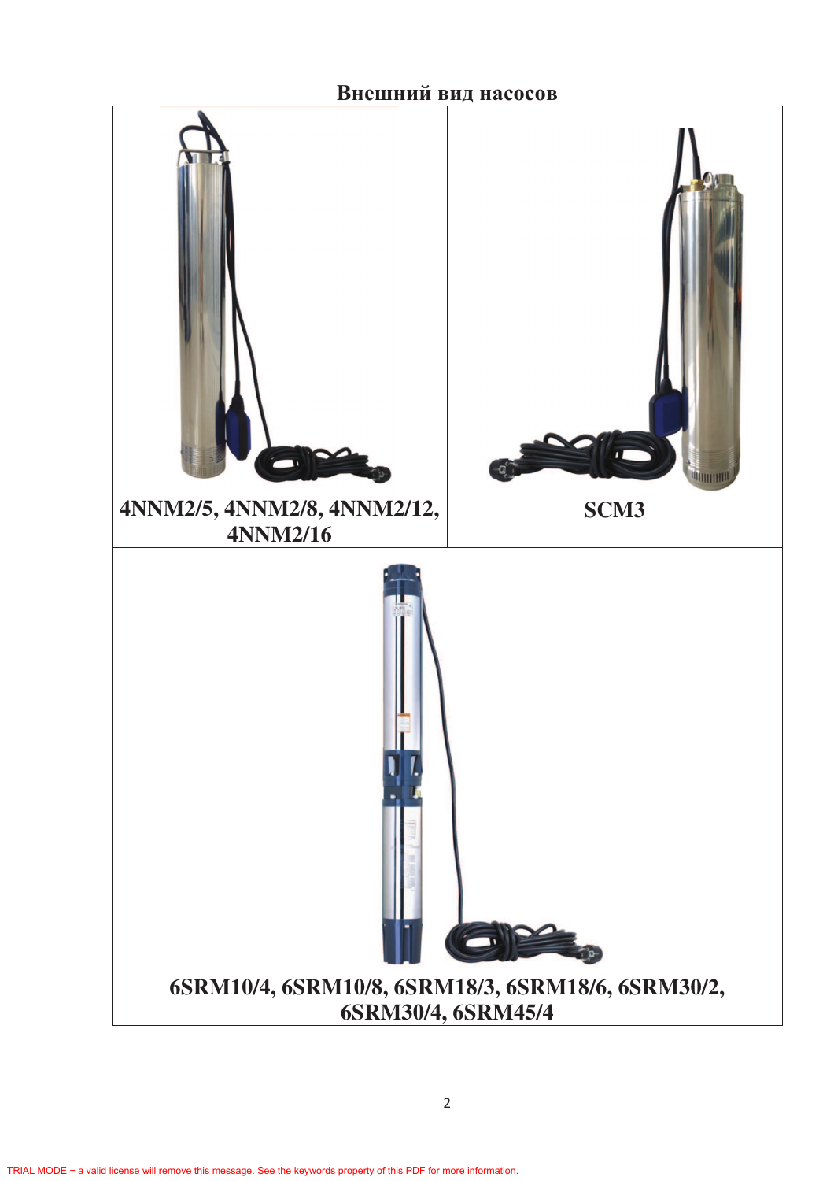## Внешний вид насосов

4NNM2/5, 4NNM2/8, 4NNM2/12, 4NNM2/16

SCM3

6SRM10/4, 6SRM10/8, 6SRM18/3, 6SRM18/6, 6SRM30/2, 6SRM30/4, 6SRM45/4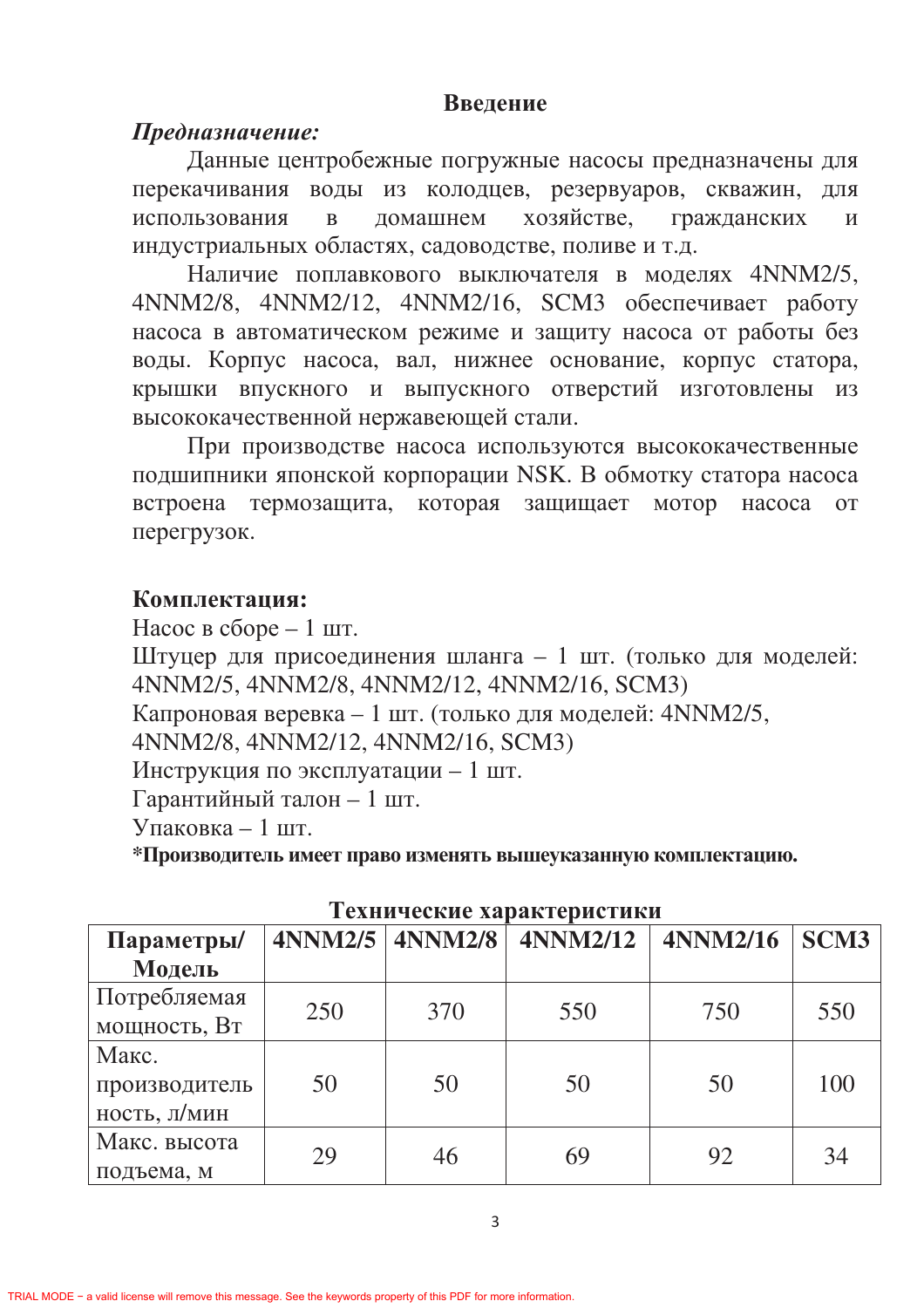## Введение

***Предназначение:***

Данные центробежные погружные насосы предназначены для перекачивания воды из колодцев, резервуаров, скважин, для использования в домашнем хозяйстве, гражданских и индустриальных областях, садоводстве, поливе и т.д.

Наличие поплавкового выключателя в моделях 4NNM2/5, 4NNM2/8, 4NNM2/12, 4NNM2/16, SCM3 обеспечивает работу насоса в автоматическом режиме и защиту насоса от работы без воды. Корпус насоса, вал, нижнее основание, корпус статора, крышки впускного и выпускного отверстий изготовлены из высококачественной нержавеющей стали.

При производстве насоса используются высококачественные подшипники японской корпорации NSK. В обмотку статора насоса встроена термозащита, которая защищает мотор насоса от перегрузок.

**Комплектация:**

Насос в сборе – 1 шт.
Штуцер для присоединения шланга – 1 шт. (только для моделей: 4NNM2/5, 4NNM2/8, 4NNM2/12, 4NNM2/16, SCM3)
Капроновая веревка – 1 шт. (только для моделей: 4NNM2/5, 4NNM2/8, 4NNM2/12, 4NNM2/16, SCM3)
Инструкция по эксплуатации – 1 шт.
Гарантийный талон – 1 шт.
Упаковка – 1 шт.

***Производитель имеет право изменять вышеуказанную комплектацию.**

**Технические характеристики**

| Параметры/ Модель | 4NNM2/5 | 4NNM2/8 | 4NNM2/12 | 4NNM2/16 | SCM3 |
|---|---|---|---|---|---|
| Потребляемая мощность, Вт | 250 | 370 | 550 | 750 | 550 |
| Макс. производительность, л/мин | 50 | 50 | 50 | 50 | 100 |
| Макс. высота подъема, м | 29 | 46 | 69 | 92 | 34 |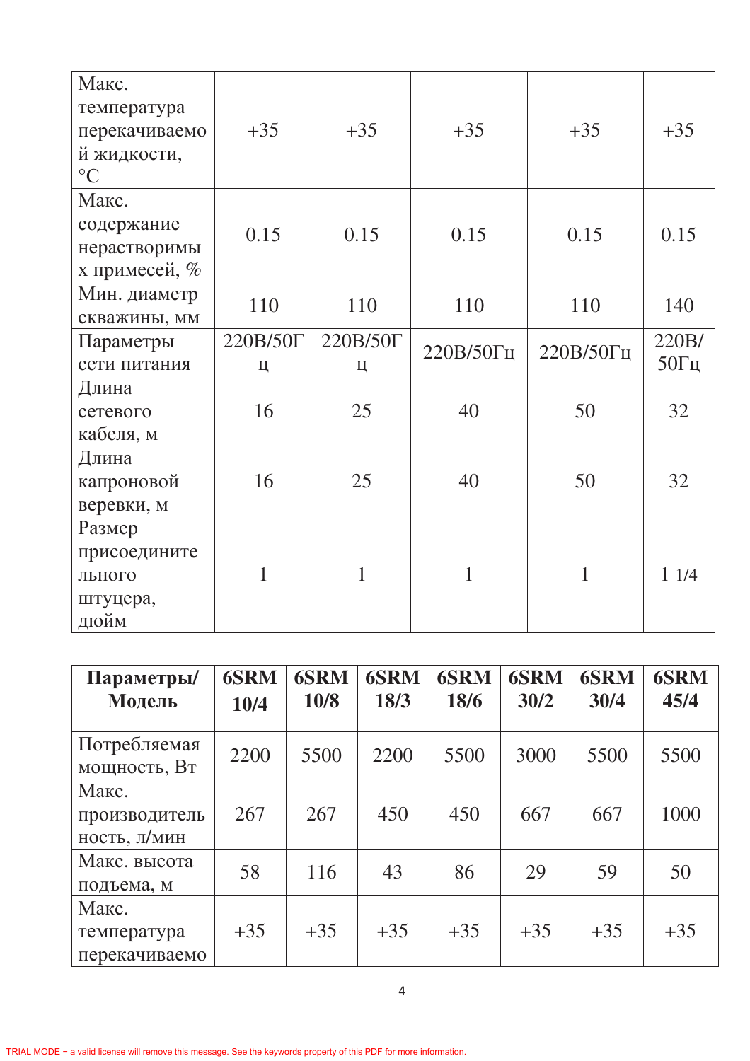| Макс. температура перекачиваемой жидкости, °C | +35 | +35 | +35 | +35 | +35 |
|---|---|---|---|---|---|
| Макс. содержание нерастворимых примесей, % | 0.15 | 0.15 | 0.15 | 0.15 | 0.15 |
| Мин. диаметр скважины, мм | 110 | 110 | 110 | 110 | 140 |
| Параметры сети питания | 220В/50Гц | 220В/50Гц | 220В/50Гц | 220В/50Гц | 220В/50Гц |
| Длина сетевого кабеля, м | 16 | 25 | 40 | 50 | 32 |
| Длина капроновой веревки, м | 16 | 25 | 40 | 50 | 32 |
| Размер присоединительного штуцера, дюйм | 1 | 1 | 1 | 1 | 1 1/4 |

| **Параметры/ Модель** | **6SRM 10/4** | **6SRM 10/8** | **6SRM 18/3** | **6SRM 18/6** | **6SRM 30/2** | **6SRM 30/4** | **6SRM 45/4** |
|---|---|---|---|---|---|---|---|
| Потребляемая мощность, Вт | 2200 | 5500 | 2200 | 5500 | 3000 | 5500 | 5500 |
| Макс. производительность, л/мин | 267 | 267 | 450 | 450 | 667 | 667 | 1000 |
| Макс. высота подъема, м | 58 | 116 | 43 | 86 | 29 | 59 | 50 |
| Макс. температура перекачиваемо | +35 | +35 | +35 | +35 | +35 | +35 | +35 |

TRIAL MODE − a valid license will remove this message. See the keywords property of this PDF for more information.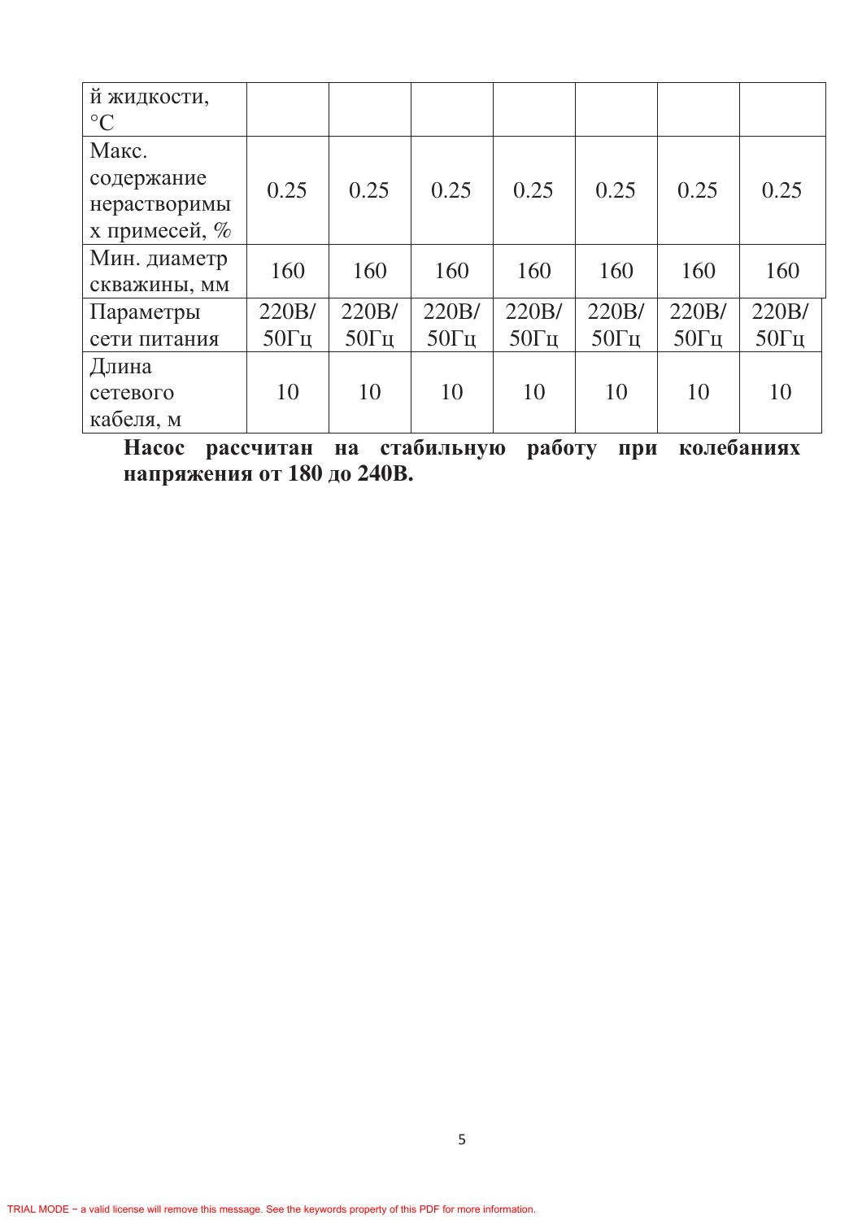| й жидкости, °C | | | | | | | |
|---|---|---|---|---|---|---|---|
| Макс. содержание нерастворимых примесей, % | 0.25 | 0.25 | 0.25 | 0.25 | 0.25 | 0.25 | 0.25 |
| Мин. диаметр скважины, мм | 160 | 160 | 160 | 160 | 160 | 160 | 160 |
| Параметры сети питания | 220В/ 50Гц | 220В/ 50Гц | 220В/ 50Гц | 220В/ 50Гц | 220В/ 50Гц | 220В/ 50Гц | 220В/ 50Гц |
| Длина сетевого кабеля, м | 10 | 10 | 10 | 10 | 10 | 10 | 10 |

**Насос рассчитан на стабильную работу при колебаниях напряжения от 180 до 240В.**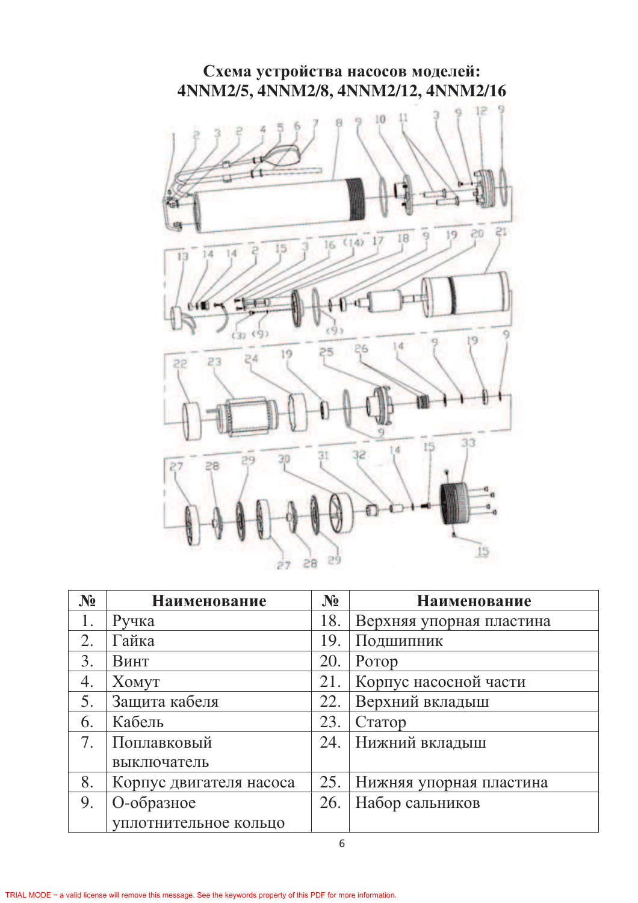**Схема устройства насосов моделей:**
**4NNM2/5, 4NNM2/8, 4NNM2/12, 4NNM2/16**

| № | Наименование | № | Наименование |
|---|---|---|---|
| 1. | Ручка | 18. | Верхняя упорная пластина |
| 2. | Гайка | 19. | Подшипник |
| 3. | Винт | 20. | Ротор |
| 4. | Хомут | 21. | Корпус насосной части |
| 5. | Защита кабеля | 22. | Верхний вкладыш |
| 6. | Кабель | 23. | Статор |
| 7. | Поплавковый выключатель | 24. | Нижний вкладыш |
| 8. | Корпус двигателя насоса | 25. | Нижняя упорная пластина |
| 9. | О-образное уплотнительное кольцо | 26. | Набор сальников |

TRIAL MODE − a valid license will remove this message. See the keywords property of this PDF for more information.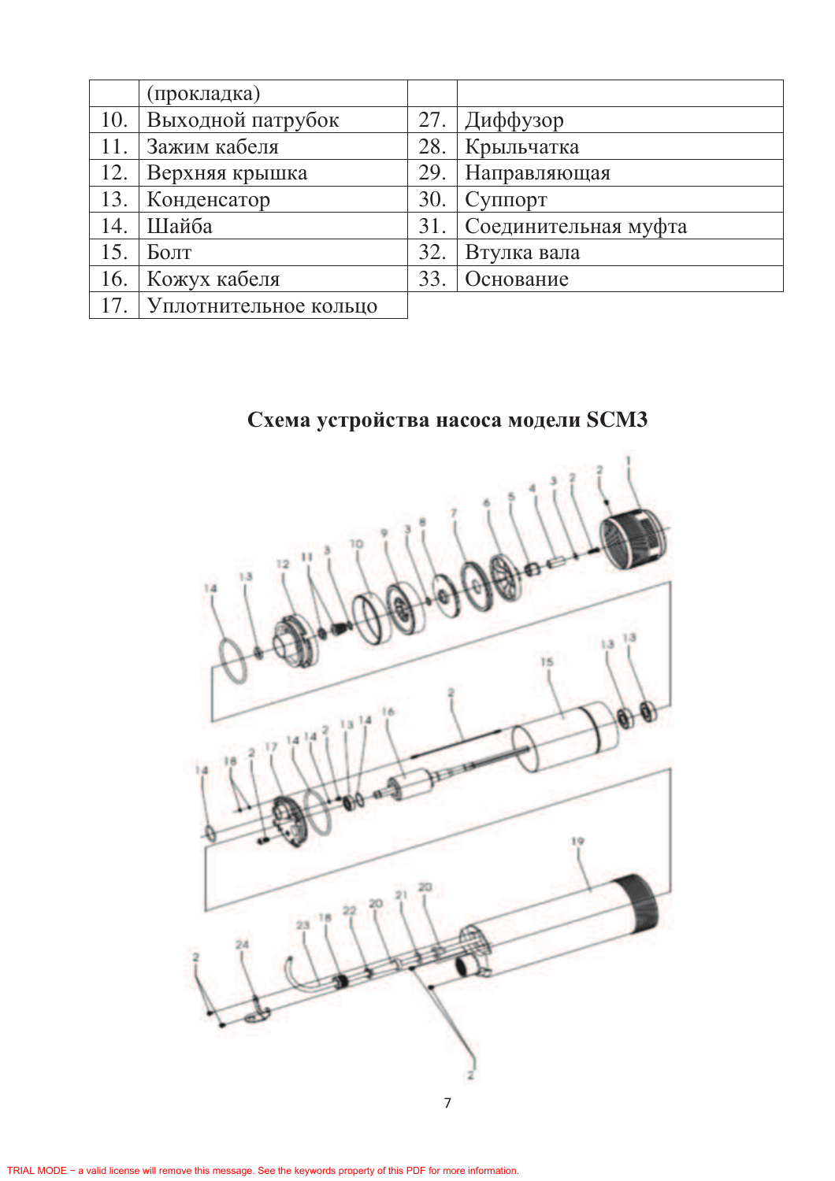|  | (прокладка) |  |  |
|---|---|---|---|
| 10. | Выходной патрубок | 27. | Диффузор |
| 11. | Зажим кабеля | 28. | Крыльчатка |
| 12. | Верхняя крышка | 29. | Направляющая |
| 13. | Конденсатор | 30. | Суппорт |
| 14. | Шайба | 31. | Соединительная муфта |
| 15. | Болт | 32. | Втулка вала |
| 16. | Кожух кабеля | 33. | Основание |
| 17. | Уплотнительное кольцо |  |  |

## Схема устройства насоса модели SCM3

TRIAL MODE − a valid license will remove this message. See the keywords property of this PDF for more information.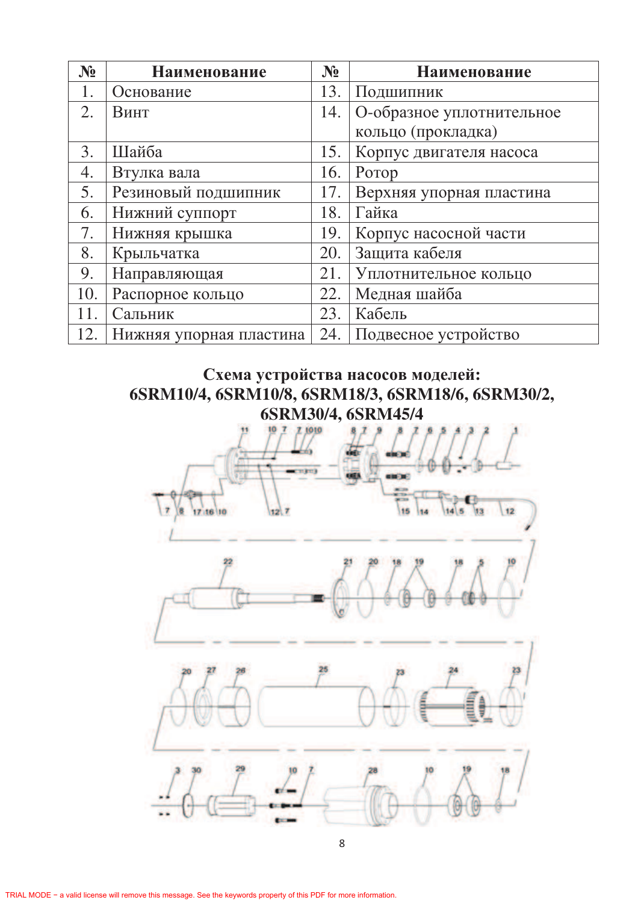| № | Наименование | № | Наименование |
|---|---|---|---|
| 1. | Основание | 13. | Подшипник |
| 2. | Винт | 14. | О-образное уплотнительное кольцо (прокладка) |
| 3. | Шайба | 15. | Корпус двигателя насоса |
| 4. | Втулка вала | 16. | Ротор |
| 5. | Резиновый подшипник | 17. | Верхняя упорная пластина |
| 6. | Нижний суппорт | 18. | Гайка |
| 7. | Нижняя крышка | 19. | Корпус насосной части |
| 8. | Крыльчатка | 20. | Защита кабеля |
| 9. | Направляющая | 21. | Уплотнительное кольцо |
| 10. | Распорное кольцо | 22. | Медная шайба |
| 11. | Сальник | 23. | Кабель |
| 12. | Нижняя упорная пластина | 24. | Подвесное устройство |

**Схема устройства насосов моделей:**
**6SRM10/4, 6SRM10/8, 6SRM18/3, 6SRM18/6, 6SRM30/2, 6SRM30/4, 6SRM45/4**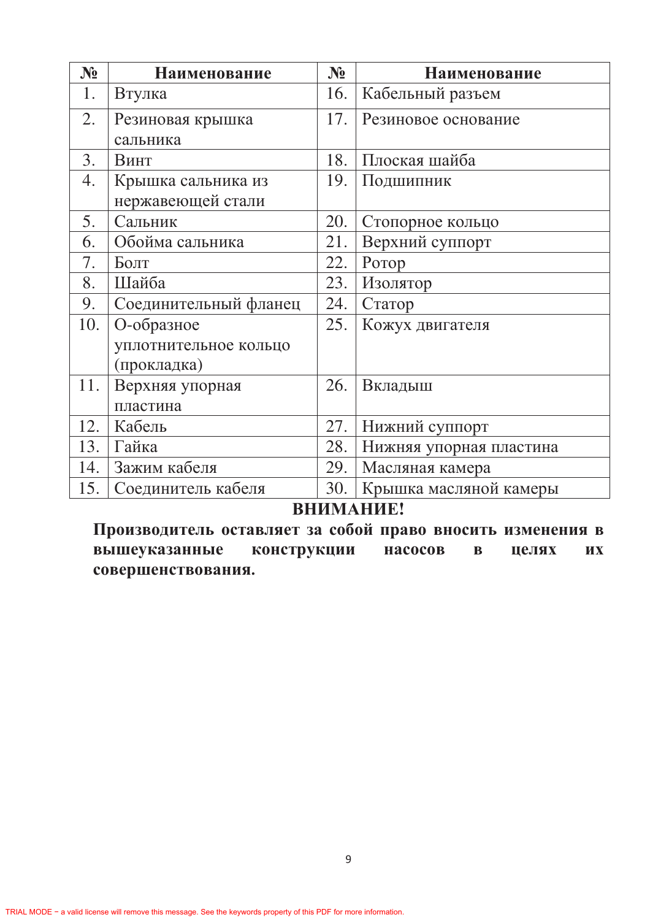| № | Наименование | № | Наименование |
|---|---|---|---|
| 1. | Втулка | 16. | Кабельный разъем |
| 2. | Резиновая крышка сальника | 17. | Резиновое основание |
| 3. | Винт | 18. | Плоская шайба |
| 4. | Крышка сальника из нержавеющей стали | 19. | Подшипник |
| 5. | Сальник | 20. | Стопорное кольцо |
| 6. | Обойма сальника | 21. | Верхний суппорт |
| 7. | Болт | 22. | Ротор |
| 8. | Шайба | 23. | Изолятор |
| 9. | Соединительный фланец | 24. | Статор |
| 10. | О-образное уплотнительное кольцо (прокладка) | 25. | Кожух двигателя |
| 11. | Верхняя упорная пластина | 26. | Вкладыш |
| 12. | Кабель | 27. | Нижний суппорт |
| 13. | Гайка | 28. | Нижняя упорная пластина |
| 14. | Зажим кабеля | 29. | Масляная камера |
| 15. | Соединитель кабеля | 30. | Крышка масляной камеры |

**ВНИМАНИЕ!**

**Производитель оставляет за собой право вносить изменения в вышеуказанные конструкции насосов в целях их совершенствования.**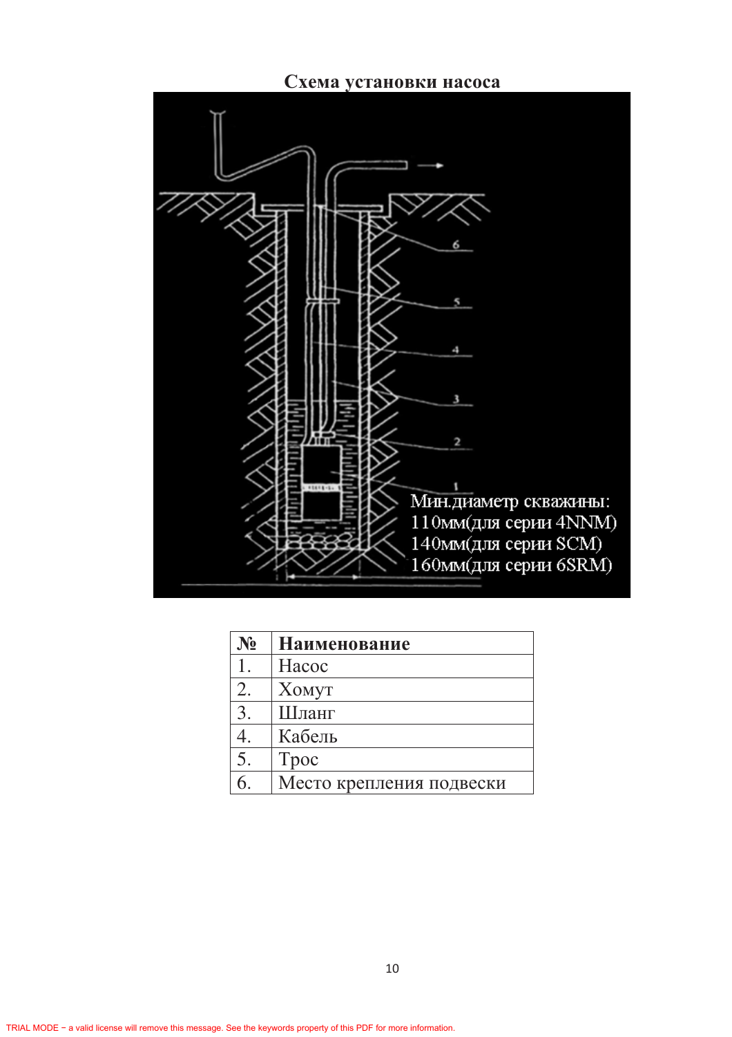**Схема установки насоса**

Мин.диаметр скважины:
110мм(для серии 4NNM)
140мм(для серии SCM)
160мм(для серии 6SRM)

| № | Наименование |
|---|---|
| 1. | Насос |
| 2. | Хомут |
| 3. | Шланг |
| 4. | Кабель |
| 5. | Трос |
| 6. | Место крепления подвески |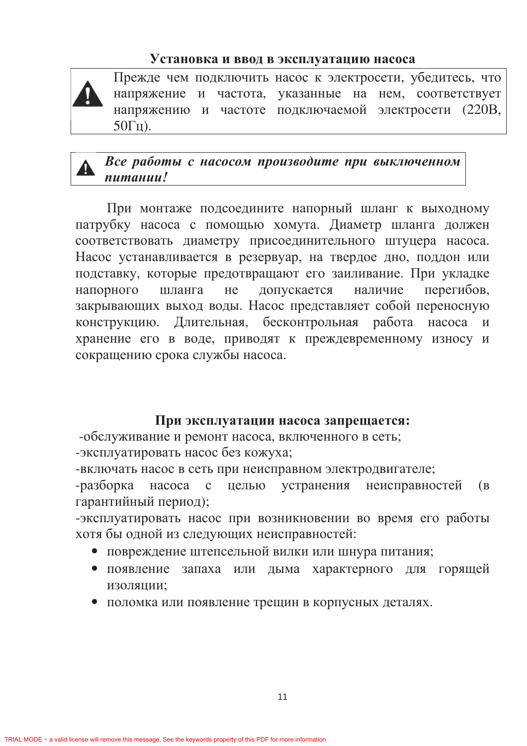## Установка и ввод в эксплуатацию насоса

> ⚠ Прежде чем подключить насос к электросети, убедитесь, что напряжение и частота, указанные на нем, соответствует напряжению и частоте подключаемой электросети (220В, 50Гц).

> ⚠ ***Все работы с насосом производите при выключенном питании!***

При монтаже подсоедините напорный шланг к выходному патрубку насоса с помощью хомута. Диаметр шланга должен соответствовать диаметру присоединительного штуцера насоса. Насос устанавливается в резервуар, на твердое дно, поддон или подставку, которые предотвращают его заиливание. При укладке напорного шланга не допускается наличие перегибов, закрывающих выход воды. Насос представляет собой переносную конструкцию. Длительная, бесконтрольная работа насоса и хранение его в воде, приводят к преждевременному износу и сокращению срока службы насоса.

### При эксплуатации насоса запрещается:

-обслуживание и ремонт насоса, включенного в сеть;
-эксплуатировать насос без кожуха;
-включать насос в сеть при неисправном электродвигателе;
-разборка насоса с целью устранения неисправностей (в гарантийный период);
-эксплуатировать насос при возникновении во время его работы хотя бы одной из следующих неисправностей:

- повреждение штепсельной вилки или шнура питания;
- появление запаха или дыма характерного для горящей изоляции;
- поломка или появление трещин в корпусных деталях.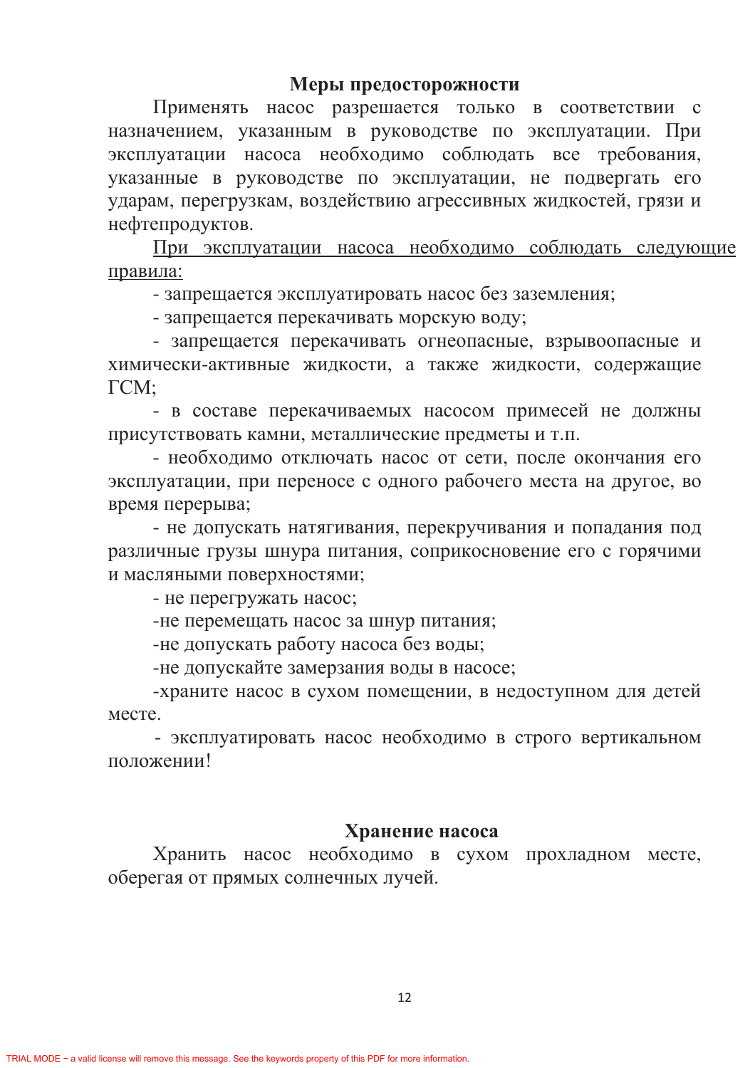## Меры предосторожности

Применять насос разрешается только в соответствии с назначением, указанным в руководстве по эксплуатации. При эксплуатации насоса необходимо соблюдать все требования, указанные в руководстве по эксплуатации, не подвергать его ударам, перегрузкам, воздействию агрессивных жидкостей, грязи и нефтепродуктов.

<u>При эксплуатации насоса необходимо соблюдать следующие правила:</u>

- запрещается эксплуатировать насос без заземления;
- запрещается перекачивать морскую воду;
- запрещается перекачивать огнеопасные, взрывоопасные и химически-активные жидкости, а также жидкости, содержащие ГСМ;
- в составе перекачиваемых насосом примесей не должны присутствовать камни, металлические предметы и т.п.
- необходимо отключать насос от сети, после окончания его эксплуатации, при переносе с одного рабочего места на другое, во время перерыва;
- не допускать натягивания, перекручивания и попадания под различные грузы шнура питания, соприкосновение его с горячими и масляными поверхностями;
- не перегружать насос;
- не перемещать насос за шнур питания;
- не допускать работу насоса без воды;
- не допускайте замерзания воды в насосе;
- храните насос в сухом помещении, в недоступном для детей месте.
- эксплуатировать насос необходимо в строго вертикальном положении!

## Хранение насоса

Хранить насос необходимо в сухом прохладном месте, оберегая от прямых солнечных лучей.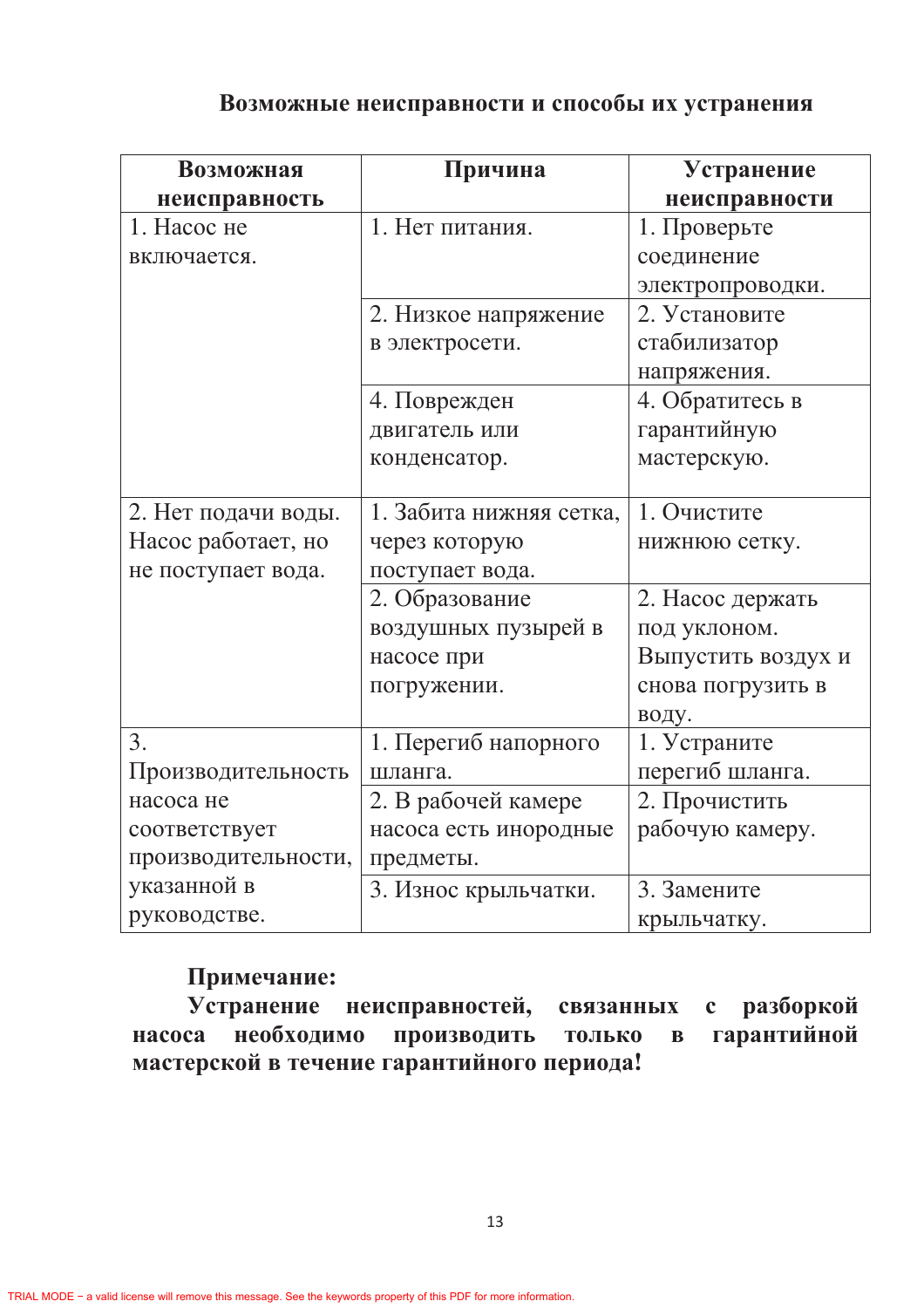## Возможные неисправности и способы их устранения

| Возможная неисправность | Причина | Устранение неисправности |
|---|---|---|
| 1. Насос не включается. | 1. Нет питания. | 1. Проверьте соединение электропроводки. |
| | 2. Низкое напряжение в электросети. | 2. Установите стабилизатор напряжения. |
| | 4. Поврежден двигатель или конденсатор. | 4. Обратитесь в гарантийную мастерскую. |
| 2. Нет подачи воды. Насос работает, но не поступает вода. | 1. Забита нижняя сетка, через которую поступает вода. | 1. Очистите нижнюю сетку. |
| | 2. Образование воздушных пузырей в насосе при погружении. | 2. Насос держать под уклоном. Выпустить воздух и снова погрузить в воду. |
| 3. Производительность насоса не соответствует производительности, указанной в руководстве. | 1. Перегиб напорного шланга. | 1. Устраните перегиб шланга. |
| | 2. В рабочей камере насоса есть инородные предметы. | 2. Прочистить рабочую камеру. |
| | 3. Износ крыльчатки. | 3. Замените крыльчатку. |

**Примечание:**

**Устранение неисправностей, связанных с разборкой насоса необходимо производить только в гарантийной мастерской в течение гарантийного периода!**

TRIAL MODE − a valid license will remove this message. See the keywords property of this PDF for more information.